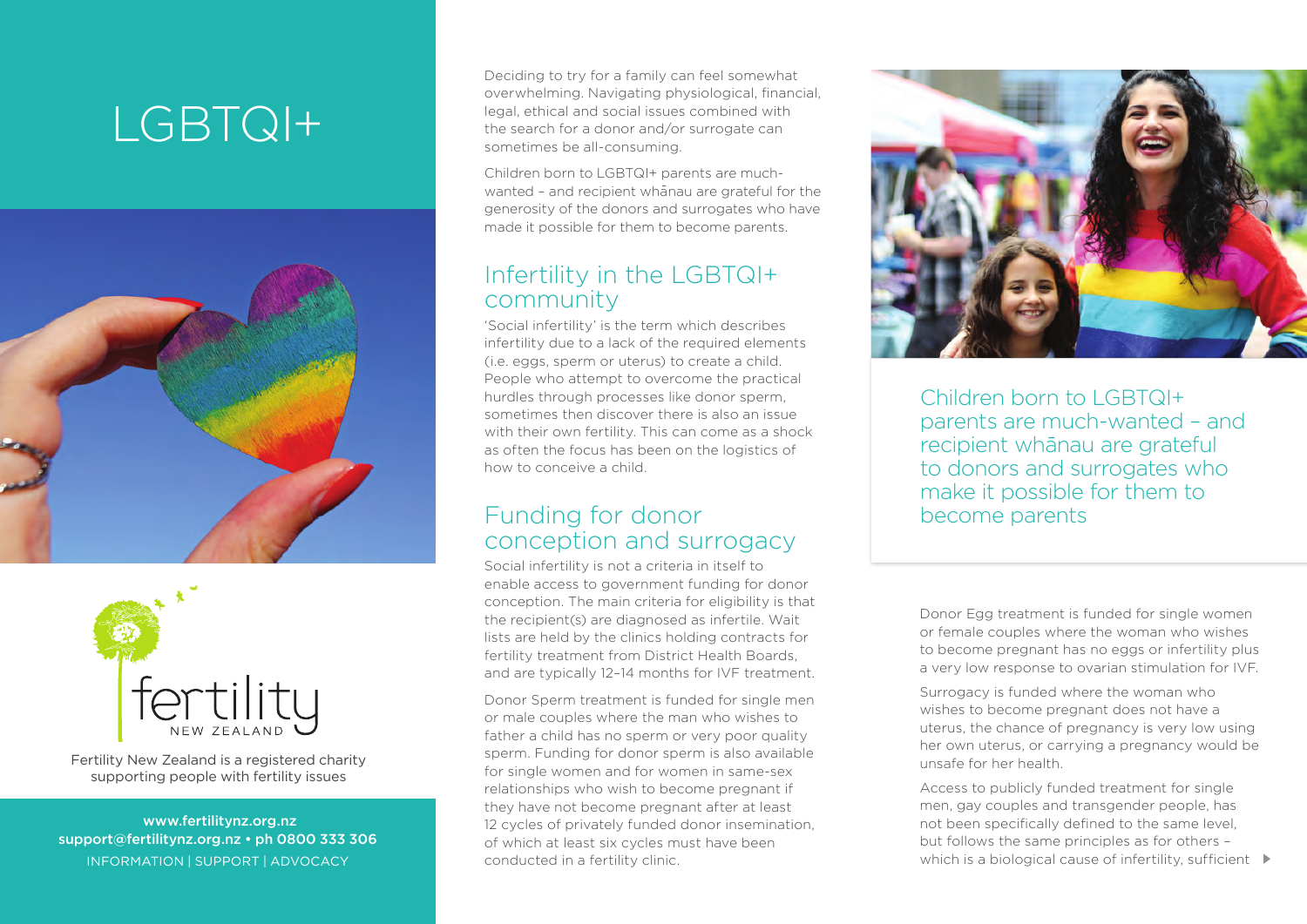# LGBTQI+

Fertility New Zealand is a registered charity supporting people with fertility issues

www.fertilitynz.org.nz
support@fertilitynz.org.nz • ph 0800 333 306
INFORMATION | SUPPORT | ADVOCACY

Deciding to try for a family can feel somewhat overwhelming. Navigating physiological, financial, legal, ethical and social issues combined with the search for a donor and/or surrogate can sometimes be all-consuming.

Children born to LGBTQI+ parents are much-wanted – and recipient whānau are grateful for the generosity of the donors and surrogates who have made it possible for them to become parents.

## Infertility in the LGBTQI+ community

'Social infertility' is the term which describes infertility due to a lack of the required elements (i.e. eggs, sperm or uterus) to create a child. People who attempt to overcome the practical hurdles through processes like donor sperm, sometimes then discover there is also an issue with their own fertility. This can come as a shock as often the focus has been on the logistics of how to conceive a child.

## Funding for donor conception and surrogacy

Social infertility is not a criteria in itself to enable access to government funding for donor conception. The main criteria for eligibility is that the recipient(s) are diagnosed as infertile. Wait lists are held by the clinics holding contracts for fertility treatment from District Health Boards, and are typically 12–14 months for IVF treatment.

Donor Sperm treatment is funded for single men or male couples where the man who wishes to father a child has no sperm or very poor quality sperm. Funding for donor sperm is also available for single women and for women in same-sex relationships who wish to become pregnant if they have not become pregnant after at least 12 cycles of privately funded donor insemination, of which at least six cycles must have been conducted in a fertility clinic.

> Children born to LGBTQI+ parents are much-wanted – and recipient whānau are grateful to donors and surrogates who make it possible for them to become parents

Donor Egg treatment is funded for single women or female couples where the woman who wishes to become pregnant has no eggs or infertility plus a very low response to ovarian stimulation for IVF.

Surrogacy is funded where the woman who wishes to become pregnant does not have a uterus, the chance of pregnancy is very low using her own uterus, or carrying a pregnancy would be unsafe for her health.

Access to publicly funded treatment for single men, gay couples and transgender people, has not been specifically defined to the same level, but follows the same principles as for others – which is a biological cause of infertility, sufficient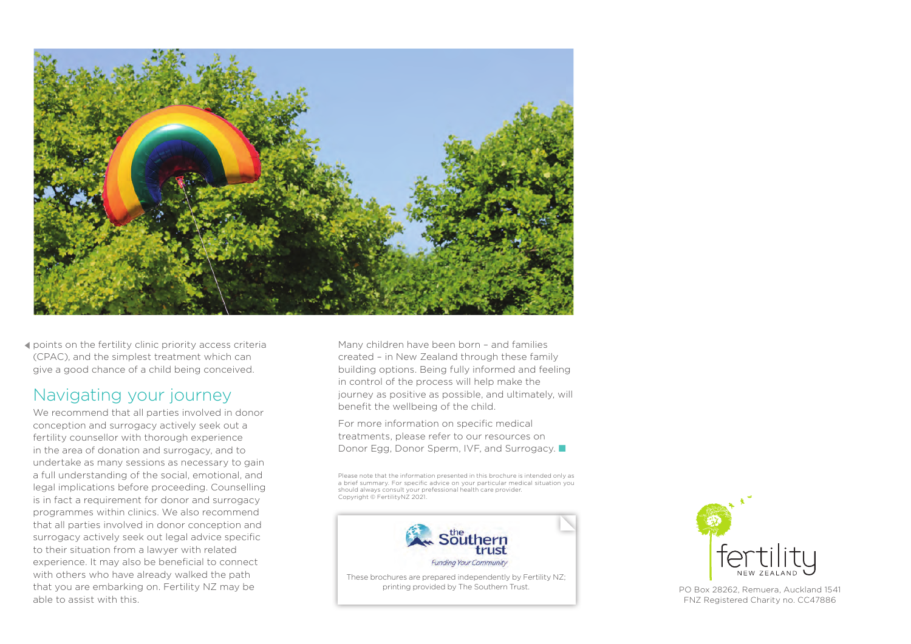points on the fertility clinic priority access criteria (CPAC), and the simplest treatment which can give a good chance of a child being conceived.

## Navigating your journey

We recommend that all parties involved in donor conception and surrogacy actively seek out a fertility counsellor with thorough experience in the area of donation and surrogacy, and to undertake as many sessions as necessary to gain a full understanding of the social, emotional, and legal implications before proceeding. Counselling is in fact a requirement for donor and surrogacy programmes within clinics. We also recommend that all parties involved in donor conception and surrogacy actively seek out legal advice specific to their situation from a lawyer with related experience. It may also be beneficial to connect with others who have already walked the path that you are embarking on. Fertility NZ may be able to assist with this.

Many children have been born – and families created – in New Zealand through these family building options. Being fully informed and feeling in control of the process will help make the journey as positive as possible, and ultimately, will benefit the wellbeing of the child.

For more information on specific medical treatments, please refer to our resources on Donor Egg, Donor Sperm, IVF, and Surrogacy.

Please note that the information presented in this brochure is intended only as a brief summary. For specific advice on your particular medical situation you should always consult your professional health care provider.
Copyright © FertilityNZ 2021.

the Southern trust
*Funding Your Community*

These brochures are prepared independently by Fertility NZ; printing provided by The Southern Trust.

fertility NEW ZEALAND

PO Box 28262, Remuera, Auckland 1541
FNZ Registered Charity no. CC47886